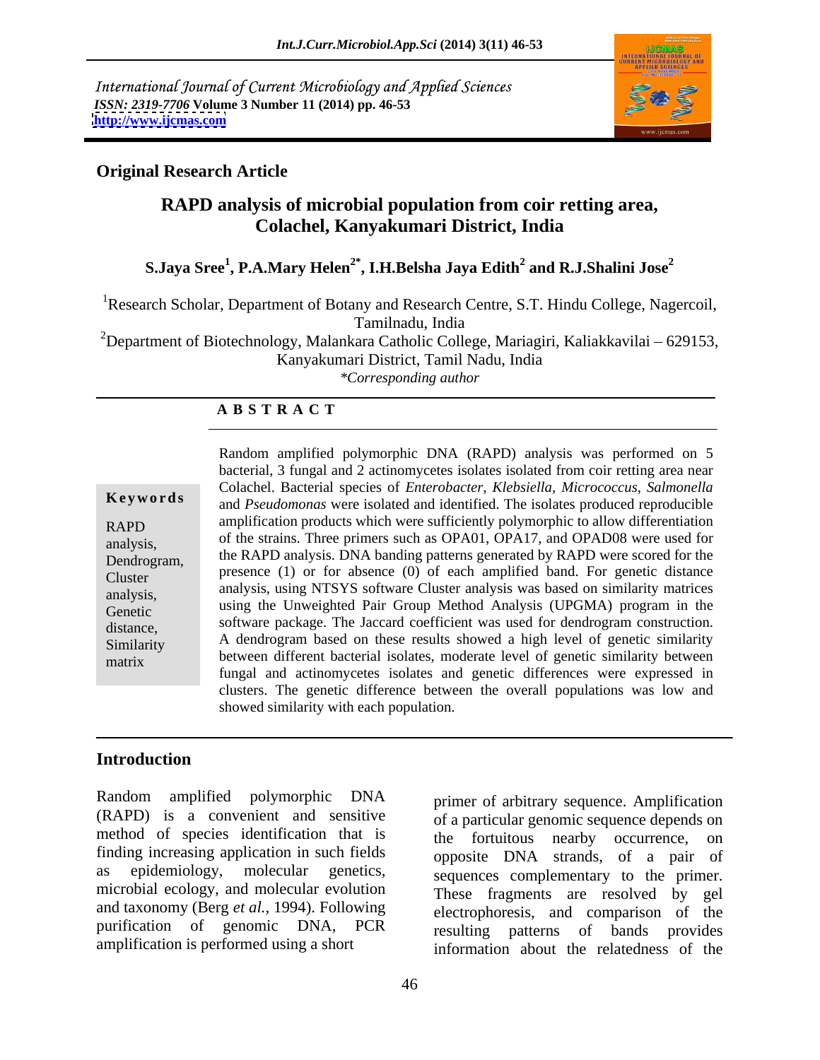International Journal of Current Microbiology and Applied Sciences
*ISSN: 2319-7706* **Volume 3 Number 11 (2014) pp. 46-53**
**http://www.ijcmas.com**

**Original Research Article**

# RAPD analysis of microbial population from coir retting area, Colachel, Kanyakumari District, India

**S.Jaya Sree[1], P.A.Mary Helen[2*], I.H.Belsha Jaya Edith[2] and R.J.Shalini Jose[2]**

[1]Research Scholar, Department of Botany and Research Centre, S.T. Hindu College, Nagercoil, Tamilnadu, India

[2]Department of Biotechnology, Malankara Catholic College, Mariagiri, Kaliakkavilai – 629153, Kanyakumari District, Tamil Nadu, India

*\*Corresponding author*

## A B S T R A C T

**Keywords**

RAPD analysis, Dendrogram, Cluster analysis, Genetic distance, Similarity matrix

Random amplified polymorphic DNA (RAPD) analysis was performed on 5 bacterial, 3 fungal and 2 actinomycetes isolates isolated from coir retting area near Colachel. Bacterial species of *Enterobacter, Klebsiella, Micrococcus, Salmonella* and *Pseudomonas* were isolated and identified. The isolates produced reproducible amplification products which were sufficiently polymorphic to allow differentiation of the strains. Three primers such as OPA01, OPA17, and OPAD08 were used for the RAPD analysis. DNA banding patterns generated by RAPD were scored for the presence (1) or for absence (0) of each amplified band. For genetic distance analysis, using NTSYS software Cluster analysis was based on similarity matrices using the Unweighted Pair Group Method Analysis (UPGMA) program in the software package. The Jaccard coefficient was used for dendrogram construction. A dendrogram based on these results showed a high level of genetic similarity between different bacterial isolates, moderate level of genetic similarity between fungal and actinomycetes isolates and genetic differences were expressed in clusters. The genetic difference between the overall populations was low and showed similarity with each population.

## Introduction

Random amplified polymorphic DNA (RAPD) is a convenient and sensitive method of species identification that is finding increasing application in such fields as epidemiology, molecular genetics, microbial ecology, and molecular evolution and taxonomy (Berg *et al.*, 1994). Following purification of genomic DNA, PCR amplification is performed using a short primer of arbitrary sequence. Amplification of a particular genomic sequence depends on the fortuitous nearby occurrence, on opposite DNA strands, of a pair of sequences complementary to the primer. These fragments are resolved by gel electrophoresis, and comparison of the resulting patterns of bands provides information about the relatedness of the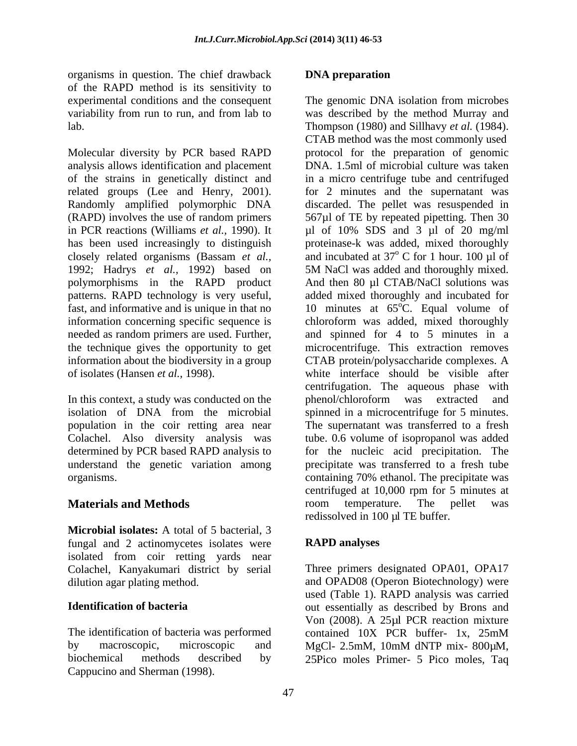organisms in question. The chief drawback of the RAPD method is its sensitivity to experimental conditions and the consequent variability from run to run, and from lab to lab.

Molecular diversity by PCR based RAPD analysis allows identification and placement of the strains in genetically distinct and related groups (Lee and Henry, 2001). Randomly amplified polymorphic DNA (RAPD) involves the use of random primers in PCR reactions (Williams *et al.,* 1990). It has been used increasingly to distinguish closely related organisms (Bassam *et al.,* 1992; Hadrys *et al.,* 1992) based on polymorphisms in the RAPD product patterns. RAPD technology is very useful, fast, and informative and is unique in that no information concerning specific sequence is needed as random primers are used. Further, the technique gives the opportunity to get information about the biodiversity in a group of isolates (Hansen *et al.,* 1998).

In this context, a study was conducted on the isolation of DNA from the microbial population in the coir retting area near Colachel. Also diversity analysis was determined by PCR based RAPD analysis to understand the genetic variation among organisms.

## Materials and Methods

**Microbial isolates:** A total of 5 bacterial, 3 fungal and 2 actinomycetes isolates were isolated from coir retting yards near Colachel, Kanyakumari district by serial dilution agar plating method.

### Identification of bacteria

The identification of bacteria was performed by macroscopic, microscopic and biochemical methods described by Cappucino and Sherman (1998).

### DNA preparation

The genomic DNA isolation from microbes was described by the method Murray and Thompson (1980) and Sillhavy *et al.* (1984). CTAB method was the most commonly used protocol for the preparation of genomic DNA. 1.5ml of microbial culture was taken in a micro centrifuge tube and centrifuged for 2 minutes and the supernatant was discarded. The pellet was resuspended in 567µl of TE by repeated pipetting. Then 30 µl of 10% SDS and 3 µl of 20 mg/ml proteinase-k was added, mixed thoroughly and incubated at $37^{o}$ C for 1 hour. 100 µl of 5M NaCl was added and thoroughly mixed. And then 80 µl CTAB/NaCl solutions was added mixed thoroughly and incubated for 10 minutes at $65^{o}$C. Equal volume of chloroform was added, mixed thoroughly and spinned for 4 to 5 minutes in a microcentrifuge. This extraction removes CTAB protein/polysaccharide complexes. A white interface should be visible after centrifugation. The aqueous phase with phenol/chloroform was extracted and spinned in a microcentrifuge for 5 minutes. The supernatant was transferred to a fresh tube. 0.6 volume of isopropanol was added for the nucleic acid precipitation. The precipitate was transferred to a fresh tube containing 70% ethanol. The precipitate was centrifuged at 10,000 rpm for 5 minutes at room temperature. The pellet was redissolved in 100 µl TE buffer.

### RAPD analyses

Three primers designated OPA01, OPA17 and OPAD08 (Operon Biotechnology) were used (Table 1). RAPD analysis was carried out essentially as described by Brons and Von (2008). A 25µl PCR reaction mixture contained 10X PCR buffer- 1x, 25mM MgCl- 2.5mM, 10mM dNTP mix- 800µM, 25Pico moles Primer- 5 Pico moles, Taq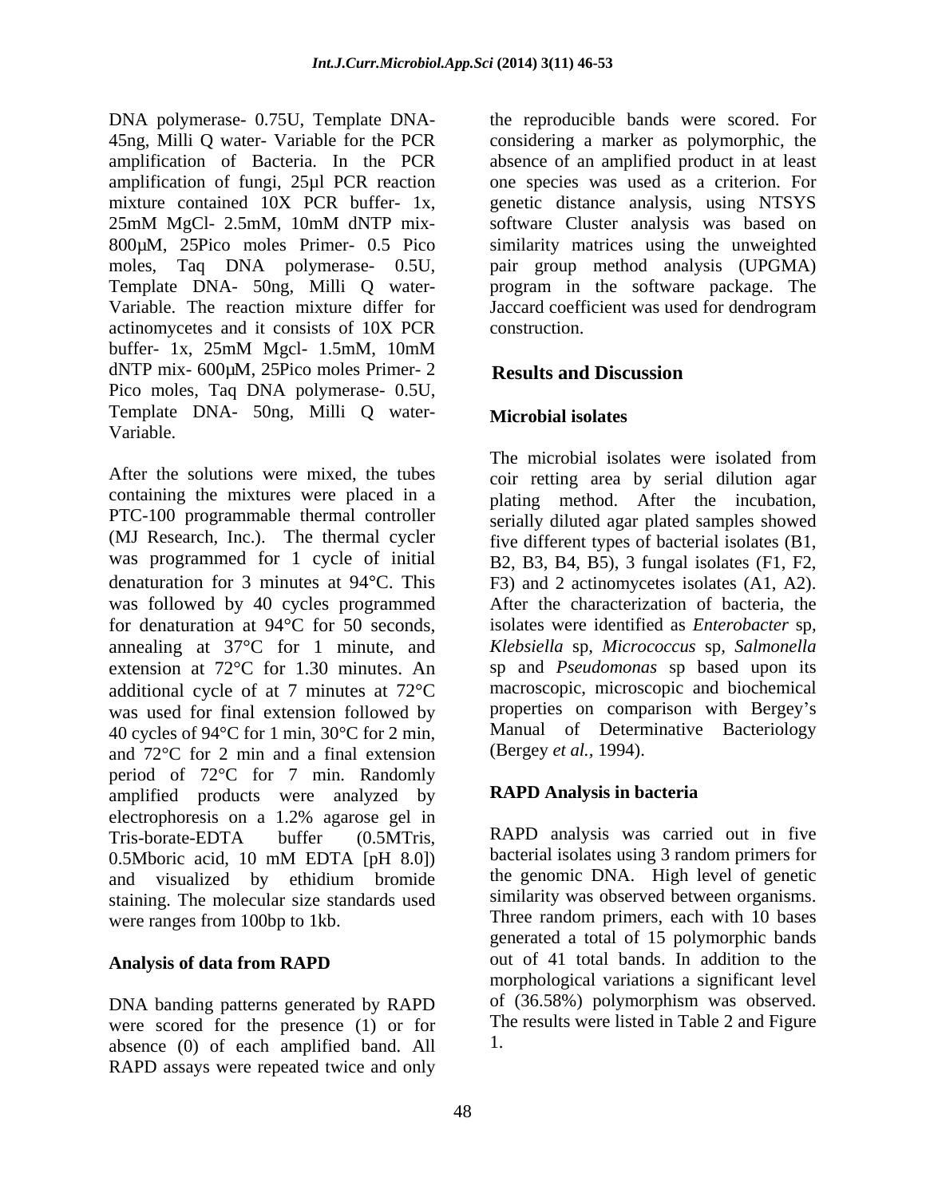DNA polymerase- 0.75U, Template DNA- 45ng, Milli Q water- Variable for the PCR amplification of Bacteria. In the PCR amplification of fungi, 25µl PCR reaction mixture contained 10X PCR buffer- 1x, 25mM MgCl- 2.5mM, 10mM dNTP mix- 800µM, 25Pico moles Primer- 0.5 Pico moles, Taq DNA polymerase- 0.5U, Template DNA- 50ng, Milli Q water- Variable. The reaction mixture differ for actinomycetes and it consists of 10X PCR buffer- 1x, 25mM Mgcl- 1.5mM, 10mM dNTP mix- 600µM, 25Pico moles Primer- 2 Pico moles, Taq DNA polymerase- 0.5U, Template DNA- 50ng, Milli Q water- Variable.

After the solutions were mixed, the tubes containing the mixtures were placed in a PTC-100 programmable thermal controller (MJ Research, Inc.). The thermal cycler was programmed for 1 cycle of initial denaturation for 3 minutes at 94°C. This was followed by 40 cycles programmed for denaturation at 94°C for 50 seconds, annealing at 37°C for 1 minute, and extension at 72°C for 1.30 minutes. An additional cycle of at 7 minutes at 72°C was used for final extension followed by 40 cycles of 94°C for 1 min, 30°C for 2 min, and 72°C for 2 min and a final extension period of 72°C for 7 min. Randomly amplified products were analyzed by electrophoresis on a 1.2% agarose gel in Tris-borate-EDTA buffer (0.5MTris, 0.5Mboric acid, 10 mM EDTA [pH 8.0]) and visualized by ethidium bromide staining. The molecular size standards used were ranges from 100bp to 1kb.

### Analysis of data from RAPD

DNA banding patterns generated by RAPD were scored for the presence (1) or for absence (0) of each amplified band. All RAPD assays were repeated twice and only the reproducible bands were scored. For considering a marker as polymorphic, the absence of an amplified product in at least one species was used as a criterion. For genetic distance analysis, using NTSYS software Cluster analysis was based on similarity matrices using the unweighted pair group method analysis (UPGMA) program in the software package. The Jaccard coefficient was used for dendrogram construction.

## Results and Discussion

### Microbial isolates

The microbial isolates were isolated from coir retting area by serial dilution agar plating method. After the incubation, serially diluted agar plated samples showed five different types of bacterial isolates (B1, B2, B3, B4, B5), 3 fungal isolates (F1, F2, F3) and 2 actinomycetes isolates (A1, A2). After the characterization of bacteria, the isolates were identified as *Enterobacter* sp, *Klebsiella* sp, *Micrococcus* sp, *Salmonella* sp and *Pseudomonas* sp based upon its macroscopic, microscopic and biochemical properties on comparison with Bergey's Manual of Determinative Bacteriology (Bergey *et al.,* 1994).

### RAPD Analysis in bacteria

RAPD analysis was carried out in five bacterial isolates using 3 random primers for the genomic DNA. High level of genetic similarity was observed between organisms. Three random primers, each with 10 bases generated a total of 15 polymorphic bands out of 41 total bands. In addition to the morphological variations a significant level of (36.58%) polymorphism was observed. The results were listed in Table 2 and Figure 1.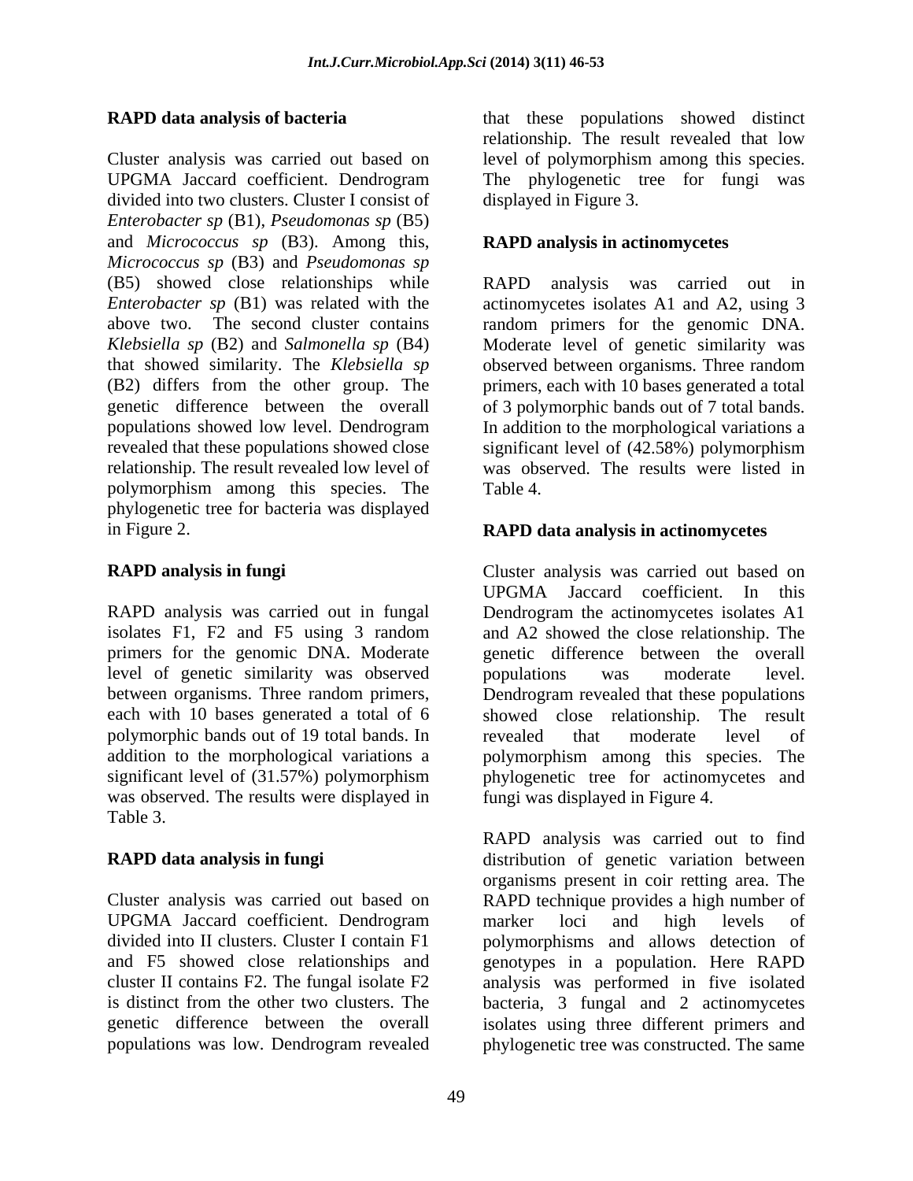### RAPD data analysis of bacteria

Cluster analysis was carried out based on UPGMA Jaccard coefficient. Dendrogram divided into two clusters. Cluster I consist of *Enterobacter sp* (B1), *Pseudomonas sp* (B5) and *Micrococcus sp* (B3). Among this, *Micrococcus sp* (B3) and *Pseudomonas sp* (B5) showed close relationships while *Enterobacter sp* (B1) was related with the above two. The second cluster contains *Klebsiella sp* (B2) and *Salmonella sp* (B4) that showed similarity. The *Klebsiella sp* (B2) differs from the other group. The genetic difference between the overall populations showed low level. Dendrogram revealed that these populations showed close relationship. The result revealed low level of polymorphism among this species. The phylogenetic tree for bacteria was displayed in Figure 2.

### RAPD analysis in fungi

RAPD analysis was carried out in fungal isolates F1, F2 and F5 using 3 random primers for the genomic DNA. Moderate level of genetic similarity was observed between organisms. Three random primers, each with 10 bases generated a total of 6 polymorphic bands out of 19 total bands. In addition to the morphological variations a significant level of (31.57%) polymorphism was observed. The results were displayed in Table 3.

### RAPD data analysis in fungi

Cluster analysis was carried out based on UPGMA Jaccard coefficient. Dendrogram divided into II clusters. Cluster I contain F1 and F5 showed close relationships and cluster II contains F2. The fungal isolate F2 is distinct from the other two clusters. The genetic difference between the overall populations was low. Dendrogram revealed that these populations showed distinct relationship. The result revealed that low level of polymorphism among this species. The phylogenetic tree for fungi was displayed in Figure 3.

### RAPD analysis in actinomycetes

RAPD analysis was carried out in actinomycetes isolates A1 and A2, using 3 random primers for the genomic DNA. Moderate level of genetic similarity was observed between organisms. Three random primers, each with 10 bases generated a total of 3 polymorphic bands out of 7 total bands. In addition to the morphological variations a significant level of (42.58%) polymorphism was observed. The results were listed in Table 4.

### RAPD data analysis in actinomycetes

Cluster analysis was carried out based on UPGMA Jaccard coefficient. In this Dendrogram the actinomycetes isolates A1 and A2 showed the close relationship. The genetic difference between the overall populations was moderate level. Dendrogram revealed that these populations showed close relationship. The result revealed that moderate level of polymorphism among this species. The phylogenetic tree for actinomycetes and fungi was displayed in Figure 4.

RAPD analysis was carried out to find distribution of genetic variation between organisms present in coir retting area. The RAPD technique provides a high number of marker loci and high levels of polymorphisms and allows detection of genotypes in a population. Here RAPD analysis was performed in five isolated bacteria, 3 fungal and 2 actinomycetes isolates using three different primers and phylogenetic tree was constructed. The same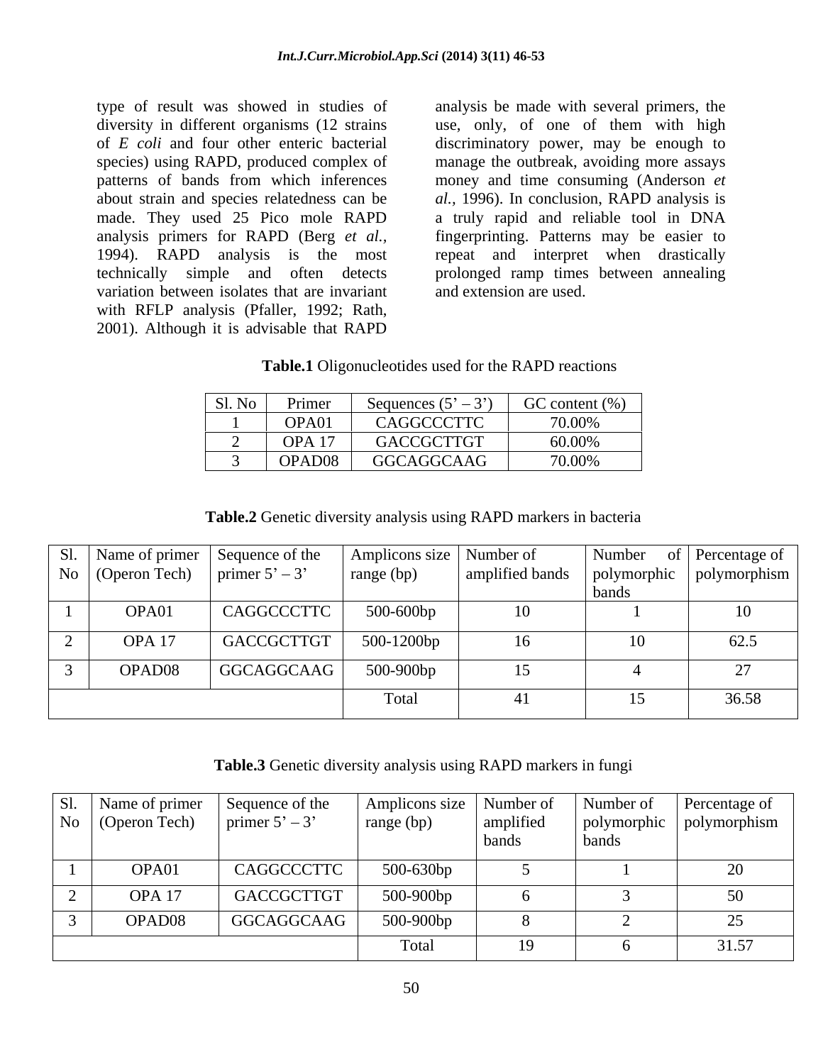type of result was showed in studies of diversity in different organisms (12 strains of *E coli* and four other enteric bacterial species) using RAPD, produced complex of patterns of bands from which inferences about strain and species relatedness can be made. They used 25 Pico mole RAPD analysis primers for RAPD (Berg *et al.,* 1994). RAPD analysis is the most technically simple and often detects variation between isolates that are invariant with RFLP analysis (Pfaller, 1992; Rath, 2001). Although it is advisable that RAPD analysis be made with several primers, the use, only, of one of them with high discriminatory power, may be enough to manage the outbreak, avoiding more assays money and time consuming (Anderson *et al.,* 1996). In conclusion, RAPD analysis is a truly rapid and reliable tool in DNA fingerprinting. Patterns may be easier to repeat and interpret when drastically prolonged ramp times between annealing and extension are used.

**Table.1** Oligonucleotides used for the RAPD reactions

| Sl. No | Primer | Sequences (5' – 3') | GC content (%) |
|---|---|---|---|
| 1 | OPA01 | CAGGCCCTTC | 70.00% |
| 2 | OPA 17 | GACCGCTTGT | 60.00% |
| 3 | OPAD08 | GGCAGGCAAG | 70.00% |

**Table.2** Genetic diversity analysis using RAPD markers in bacteria

| Sl. No | Name of primer (Operon Tech) | Sequence of the primer 5' – 3' | Amplicons size range (bp) | Number of amplified bands | Number of polymorphic bands | Percentage of polymorphism |
|---|---|---|---|---|---|---|
| 1 | OPA01 | CAGGCCCTTC | 500-600bp | 10 | 1 | 10 |
| 2 | OPA 17 | GACCGCTTGT | 500-1200bp | 16 | 10 | 62.5 |
| 3 | OPAD08 | GGCAGGCAAG | 500-900bp | 15 | 4 | 27 |
| | | | Total | 41 | 15 | 36.58 |

**Table.3** Genetic diversity analysis using RAPD markers in fungi

| Sl. No | Name of primer (Operon Tech) | Sequence of the primer 5' – 3' | Amplicons size range (bp) | Number of amplified bands | Number of polymorphic bands | Percentage of polymorphism |
|---|---|---|---|---|---|---|
| 1 | OPA01 | CAGGCCCTTC | 500-630bp | 5 | 1 | 20 |
| 2 | OPA 17 | GACCGCTTGT | 500-900bp | 6 | 3 | 50 |
| 3 | OPAD08 | GGCAGGCAAG | 500-900bp | 8 | 2 | 25 |
| | | | Total | 19 | 6 | 31.57 |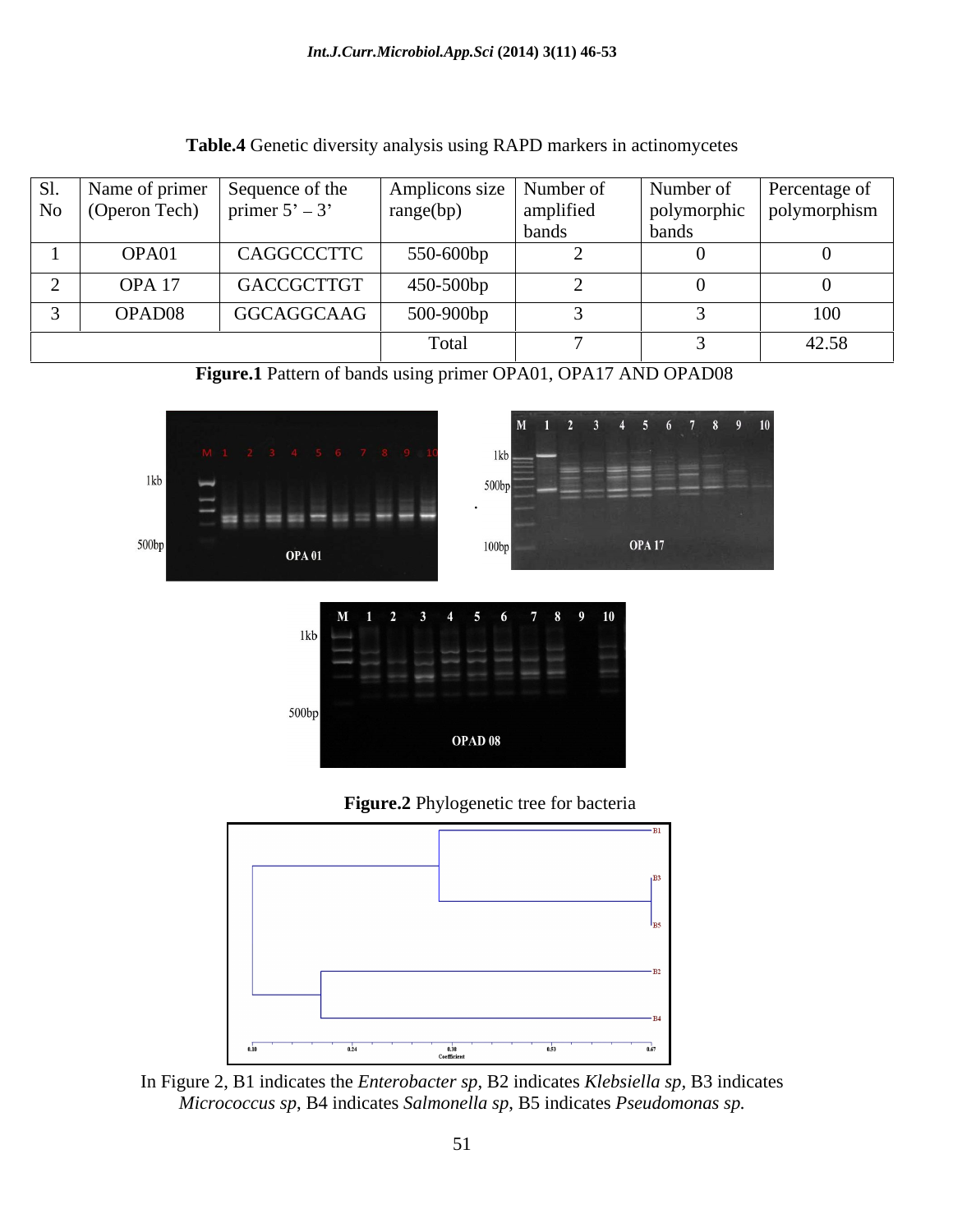**Table.4** Genetic diversity analysis using RAPD markers in actinomycetes

| Sl. No | Name of primer (Operon Tech) | Sequence of the primer 5' – 3' | Amplicons size range(bp) | Number of amplified bands | Number of polymorphic bands | Percentage of polymorphism |
|---|---|---|---|---|---|---|
| 1 | OPA01 | CAGGCCCTTC | 550-600bp | 2 | 0 | 0 |
| 2 | OPA 17 | GACCGCTTGT | 450-500bp | 2 | 0 | 0 |
| 3 | OPAD08 | GGCAGGCAAG | 500-900bp | 3 | 3 | 100 |
| | | | Total | 7 | 3 | 42.58 |

**Figure.1** Pattern of bands using primer OPA01, OPA17 AND OPAD08

**Figure.2** Phylogenetic tree for bacteria

In Figure 2, B1 indicates the *Enterobacter sp*, B2 indicates *Klebsiella sp*, B3 indicates *Micrococcus sp*, B4 indicates *Salmonella sp*, B5 indicates *Pseudomonas sp.*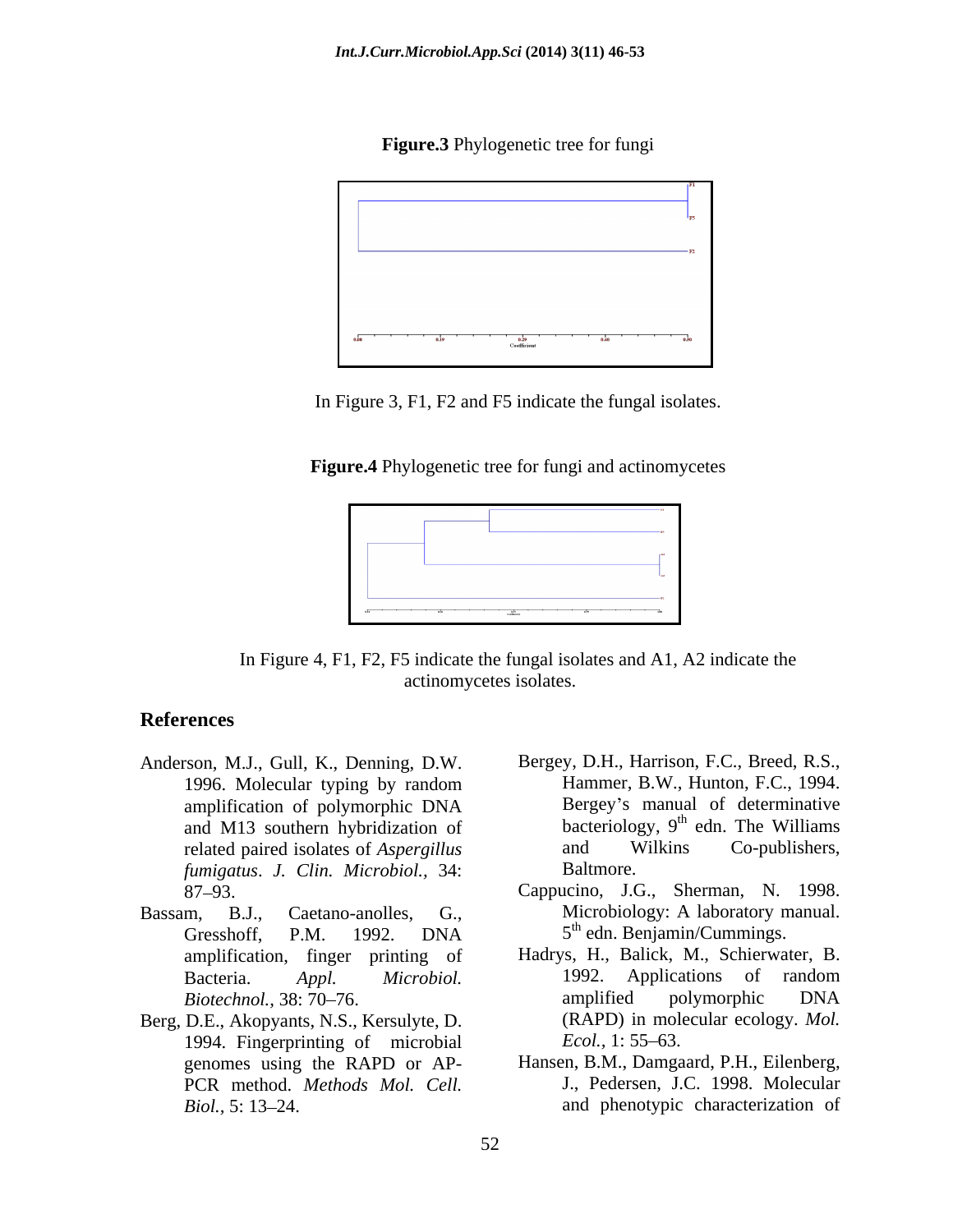**Figure.3** Phylogenetic tree for fungi

In Figure 3, F1, F2 and F5 indicate the fungal isolates.

**Figure.4** Phylogenetic tree for fungi and actinomycetes

In Figure 4, F1, F2, F5 indicate the fungal isolates and A1, A2 indicate the actinomycetes isolates.

## References

Anderson, M.J., Gull, K., Denning, D.W. 1996. Molecular typing by random amplification of polymorphic DNA and M13 southern hybridization of related paired isolates of *Aspergillus fumigatus*. *J. Clin. Microbiol.,* 34: 87–93.

Bassam, B.J., Caetano-anolles, G., Gresshoff, P.M. 1992. DNA amplification, finger printing of Bacteria. *Appl. Microbiol. Biotechnol.,* 38: 70–76.

Berg, D.E., Akopyants, N.S., Kersulyte, D. 1994. Fingerprinting of microbial genomes using the RAPD or AP-PCR method. *Methods Mol. Cell. Biol.,* 5: 13–24.

Bergey, D.H., Harrison, F.C., Breed, R.S., Hammer, B.W., Hunton, F.C., 1994. Bergey's manual of determinative bacteriology, 9th edn. The Williams and Wilkins Co-publishers, Baltmore.

Cappucino, J.G., Sherman, N. 1998. Microbiology: A laboratory manual. 5th edn. Benjamin/Cummings.

Hadrys, H., Balick, M., Schierwater, B. 1992. Applications of random amplified polymorphic DNA (RAPD) in molecular ecology. *Mol. Ecol.,* 1: 55–63.

Hansen, B.M., Damgaard, P.H., Eilenberg, J., Pedersen, J.C. 1998. Molecular and phenotypic characterization of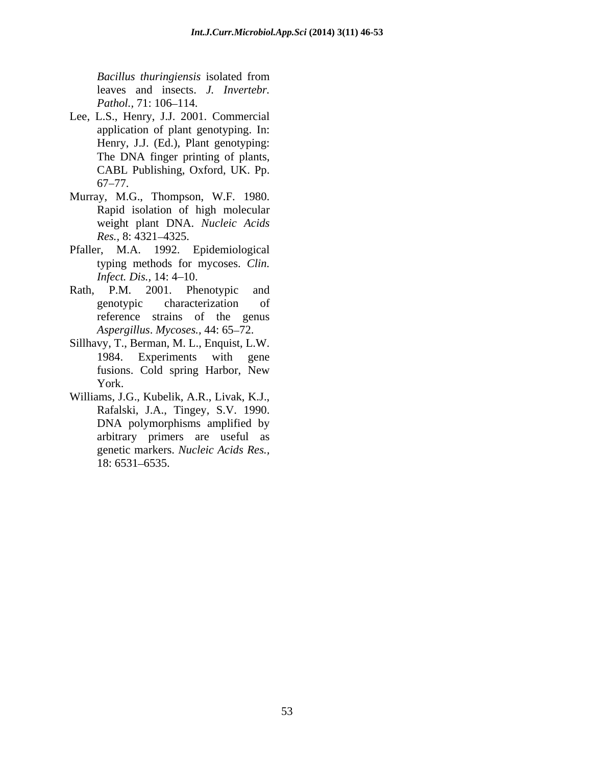*Bacillus thuringiensis* isolated from leaves and insects. *J. Invertebr. Pathol.,* 71: 106–114.

Lee, L.S., Henry, J.J. 2001. Commercial application of plant genotyping. In: Henry, J.J. (Ed.), Plant genotyping: The DNA finger printing of plants, CABL Publishing, Oxford, UK. Pp. 67–77.

Murray, M.G., Thompson, W.F. 1980. Rapid isolation of high molecular weight plant DNA. *Nucleic Acids Res.*, 8: 4321–4325.

Pfaller, M.A. 1992. Epidemiological typing methods for mycoses. *Clin. Infect. Dis.,* 14: 4–10.

Rath, P.M. 2001. Phenotypic and genotypic characterization of reference strains of the genus *Aspergillus*. *Mycoses.,* 44: 65–72.

Sillhavy, T., Berman, M. L., Enquist, L.W. 1984. Experiments with gene fusions. Cold spring Harbor, New York.

Williams, J.G., Kubelik, A.R., Livak, K.J., Rafalski, J.A., Tingey, S.V. 1990. DNA polymorphisms amplified by arbitrary primers are useful as genetic markers. *Nucleic Acids Res.,* 18: 6531–6535.